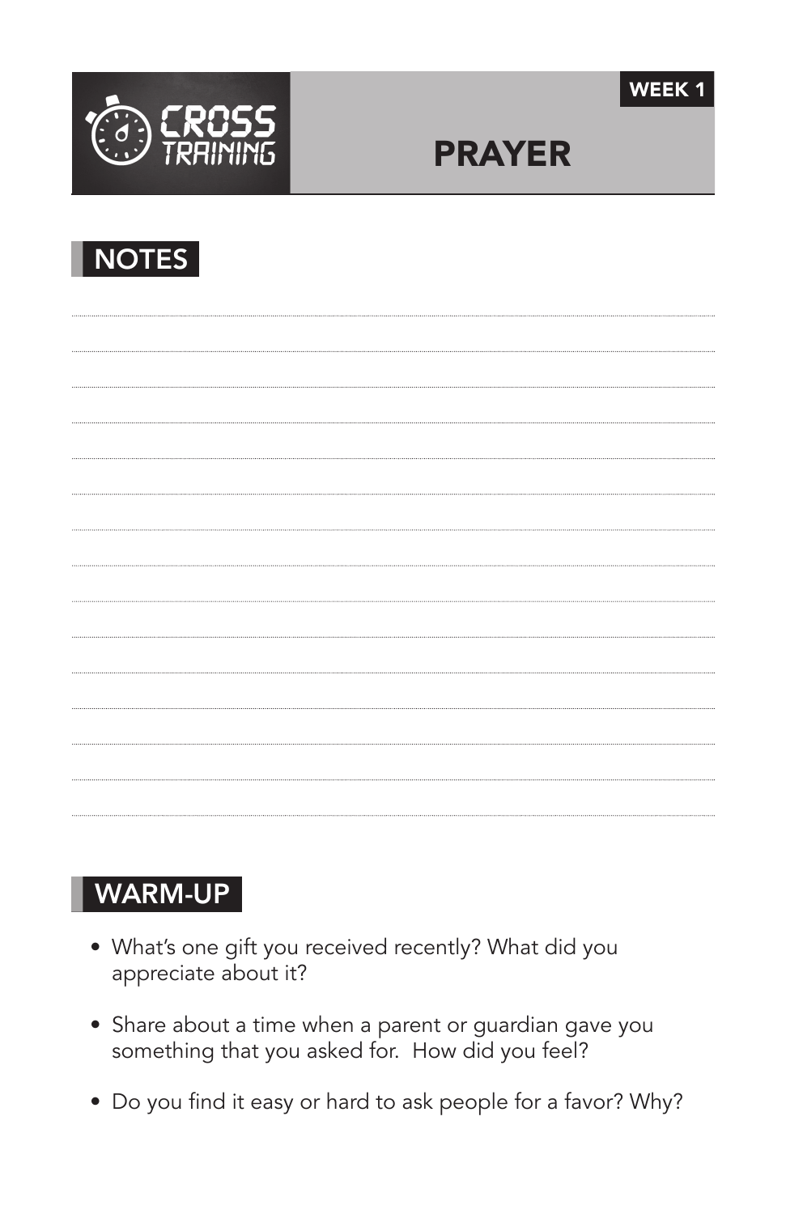CROSS TRAINING

WEEK 1

# PRAYER

## NOTES

## WARM-UP

- What's one gift you received recently? What did you appreciate about it?
- Share about a time when a parent or guardian gave you something that you asked for. How did you feel?
- Do you find it easy or hard to ask people for a favor? Why?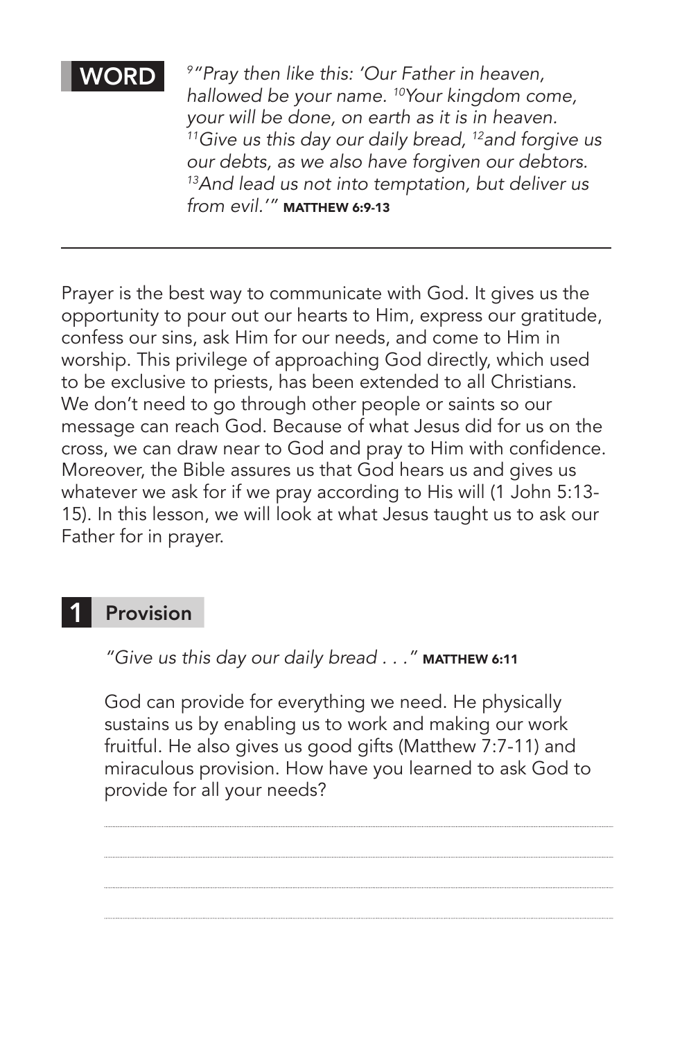**WORD**

*[9]"Pray then like this: 'Our Father in heaven, hallowed be your name. [10]Your kingdom come, your will be done, on earth as it is in heaven. [11]Give us this day our daily bread, [12]and forgive us our debts, as we also have forgiven our debtors. [13]And lead us not into temptation, but deliver us from evil.'"* **MATTHEW 6:9-13**

---

Prayer is the best way to communicate with God. It gives us the opportunity to pour out our hearts to Him, express our gratitude, confess our sins, ask Him for our needs, and come to Him in worship. This privilege of approaching God directly, which used to be exclusive to priests, has been extended to all Christians. We don't need to go through other people or saints so our message can reach God. Because of what Jesus did for us on the cross, we can draw near to God and pray to Him with confidence. Moreover, the Bible assures us that God hears us and gives us whatever we ask for if we pray according to His will (1 John 5:13-15). In this lesson, we will look at what Jesus taught us to ask our Father for in prayer.

## 1 Provision

*"Give us this day our daily bread . . ."* **MATTHEW 6:11**

God can provide for everything we need. He physically sustains us by enabling us to work and making our work fruitful. He also gives us good gifts (Matthew 7:7-11) and miraculous provision. How have you learned to ask God to provide for all your needs?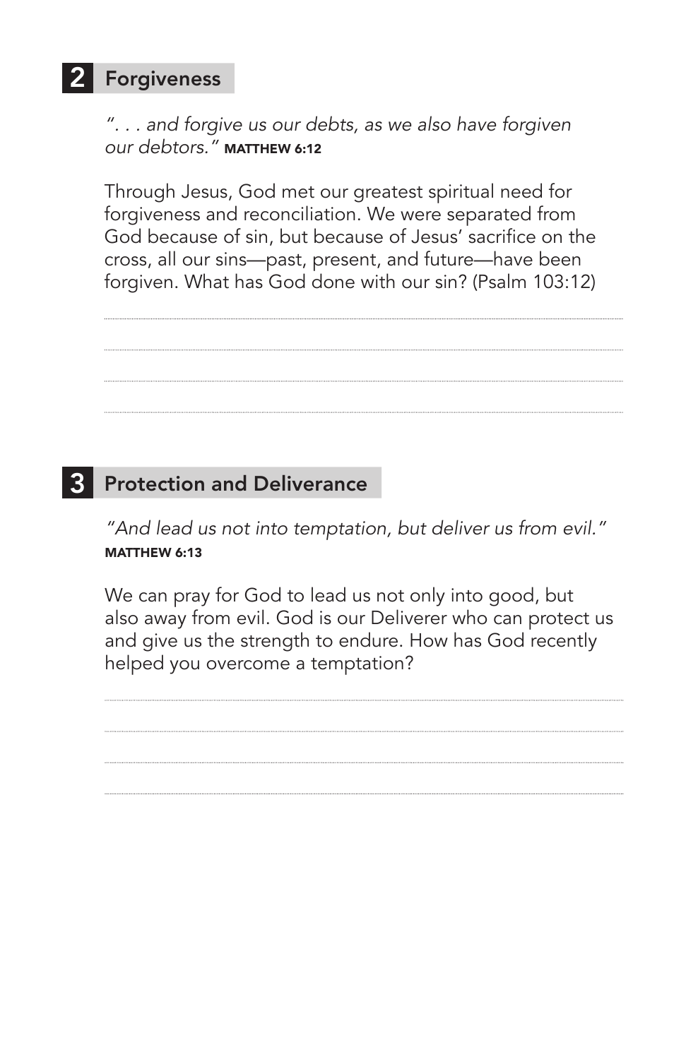## 2 Forgiveness

*". . . and forgive us our debts, as we also have forgiven our debtors."* **MATTHEW 6:12**

Through Jesus, God met our greatest spiritual need for forgiveness and reconciliation. We were separated from God because of sin, but because of Jesus' sacrifice on the cross, all our sins—past, present, and future—have been forgiven. What has God done with our sin? (Psalm 103:12)

## 3 Protection and Deliverance

*"And lead us not into temptation, but deliver us from evil."* **MATTHEW 6:13**

We can pray for God to lead us not only into good, but also away from evil. God is our Deliverer who can protect us and give us the strength to endure. How has God recently helped you overcome a temptation?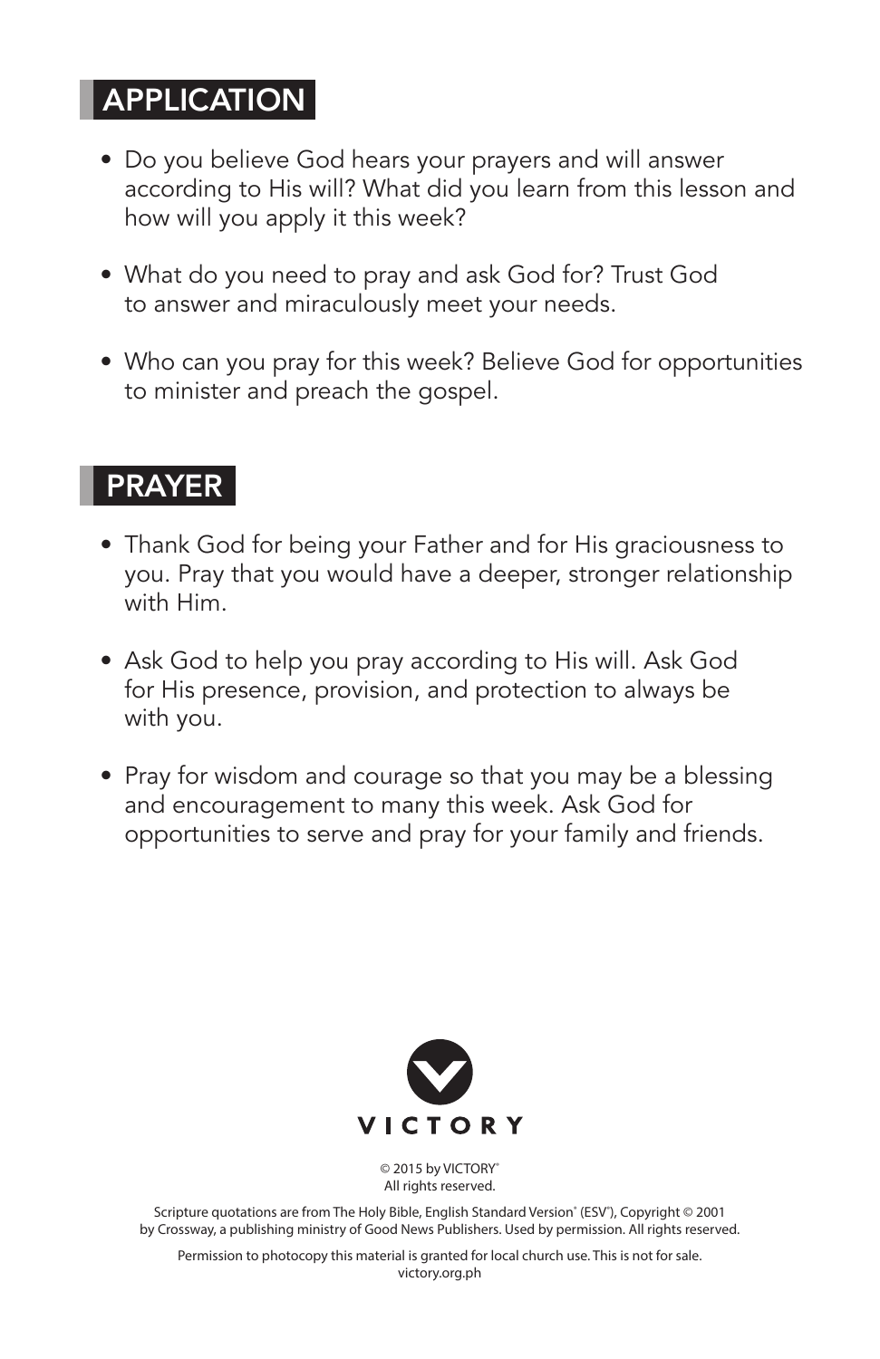## APPLICATION

- Do you believe God hears your prayers and will answer according to His will? What did you learn from this lesson and how will you apply it this week?
- What do you need to pray and ask God for? Trust God to answer and miraculously meet your needs.
- Who can you pray for this week? Believe God for opportunities to minister and preach the gospel.

## PRAYER

- Thank God for being your Father and for His graciousness to you. Pray that you would have a deeper, stronger relationship with Him.
- Ask God to help you pray according to His will. Ask God for His presence, provision, and protection to always be with you.
- Pray for wisdom and courage so that you may be a blessing and encouragement to many this week. Ask God for opportunities to serve and pray for your family and friends.

VICTORY

© 2015 by VICTORY®
All rights reserved.

Scripture quotations are from The Holy Bible, English Standard Version® (ESV®), Copyright © 2001 by Crossway, a publishing ministry of Good News Publishers. Used by permission. All rights reserved.

Permission to photocopy this material is granted for local church use. This is not for sale.
victory.org.ph